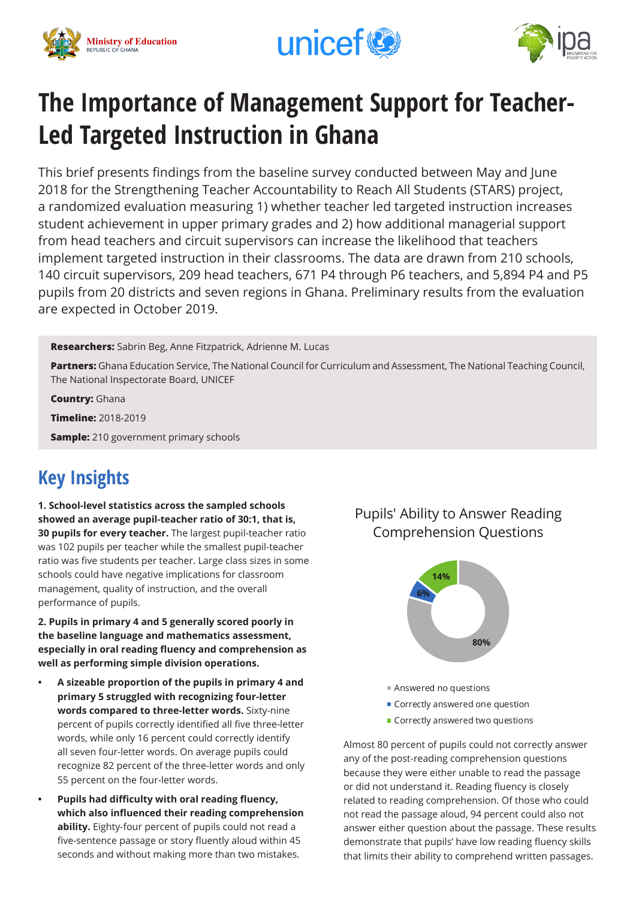# The Importance of Management Support for Teacher-Led Targeted Instruction in Ghana

This brief presents findings from the baseline survey conducted between May and June 2018 for the Strengthening Teacher Accountability to Reach All Students (STARS) project, a randomized evaluation measuring 1) whether teacher led targeted instruction increases student achievement in upper primary grades and 2) how additional managerial support from head teachers and circuit supervisors can increase the likelihood that teachers implement targeted instruction in their classrooms. The data are drawn from 210 schools, 140 circuit supervisors, 209 head teachers, 671 P4 through P6 teachers, and 5,894 P4 and P5 pupils from 20 districts and seven regions in Ghana. Preliminary results from the evaluation are expected in October 2019.

**Researchers:** Sabrin Beg, Anne Fitzpatrick, Adrienne M. Lucas

**Partners:** Ghana Education Service, The National Council for Curriculum and Assessment, The National Teaching Council, The National Inspectorate Board, UNICEF

**Country:** Ghana

**Timeline:** 2018-2019

**Sample:** 210 government primary schools

## Key Insights

**1. School-level statistics across the sampled schools showed an average pupil-teacher ratio of 30:1, that is, 30 pupils for every teacher.** The largest pupil-teacher ratio was 102 pupils per teacher while the smallest pupil-teacher ratio was five students per teacher. Large class sizes in some schools could have negative implications for classroom management, quality of instruction, and the overall performance of pupils.

**2. Pupils in primary 4 and 5 generally scored poorly in the baseline language and mathematics assessment, especially in oral reading fluency and comprehension as well as performing simple division operations.**

- **A sizeable proportion of the pupils in primary 4 and primary 5 struggled with recognizing four-letter words compared to three-letter words.** Sixty-nine percent of pupils correctly identified all five three-letter words, while only 16 percent could correctly identify all seven four-letter words. On average pupils could recognize 82 percent of the three-letter words and only 55 percent on the four-letter words.
- **Pupils had difficulty with oral reading fluency, which also influenced their reading comprehension ability.** Eighty-four percent of pupils could not read a five-sentence passage or story fluently aloud within 45 seconds and without making more than two mistakes.

Pupils' Ability to Answer Reading Comprehension Questions

| Category | Percent |
|---|---|
| Answered no questions | 80% |
| Correctly answered one question | 6% |
| Correctly answered two questions | 14% |

Almost 80 percent of pupils could not correctly answer any of the post-reading comprehension questions because they were either unable to read the passage or did not understand it. Reading fluency is closely related to reading comprehension. Of those who could not read the passage aloud, 94 percent could also not answer either question about the passage. These results demonstrate that pupils' have low reading fluency skills that limits their ability to comprehend written passages.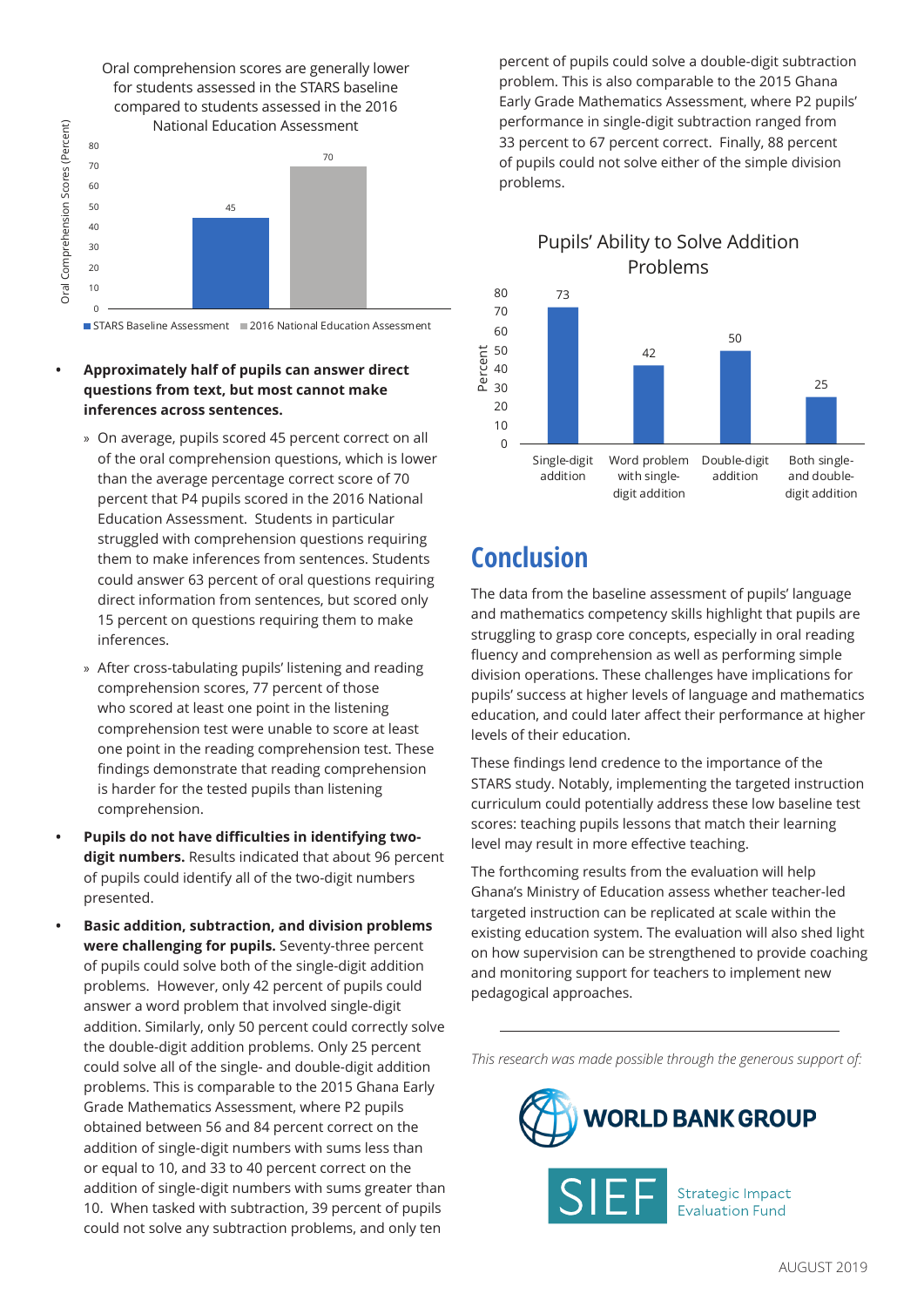Oral comprehension scores are generally lower for students assessed in the STARS baseline compared to students assessed in the 2016 National Education Assessment

Oral Comprehension Scores (Percent)

80
70
60
50
40
30
20
10
0

45
70

STARS Baseline Assessment
2016 National Education Assessment

- **Approximately half of pupils can answer direct questions from text, but most cannot make inferences across sentences.**
  - On average, pupils scored 45 percent correct on all of the oral comprehension questions, which is lower than the average percentage correct score of 70 percent that P4 pupils scored in the 2016 National Education Assessment. Students in particular struggled with comprehension requiring them to make inferences from sentences. Students could answer 63 percent of oral questions requiring direct information from sentences, but scored only 15 percent on questions requiring them to make inferences.
  - After cross-tabulating pupils' listening and reading comprehension scores, 77 percent of those who scored at least one point in the listening comprehension test were unable to score at least one point in the reading comprehension test. These findings demonstrate that reading comprehension is harder for the tested pupils than listening comprehension.
- **Pupils do not have difficulties in identifying two-digit numbers.** Results indicated that about 96 percent of pupils could identify all of the two-digit numbers presented.
- **Basic addition, subtraction, and division problems were challenging for pupils.** Seventy-three percent of pupils could solve both of the single-digit addition problems. However, only 42 percent of pupils could answer a word problem that involved single-digit addition. Similarly, only 50 percent could correctly solve the double-digit addition problems. Only 25 percent could solve all of the single- and double-digit addition problems. This is comparable to the 2015 Ghana Early Grade Mathematics Assessment, where P2 pupils obtained between 56 and 84 percent correct on the addition of single-digit numbers with sums less than or equal to 10, and 33 to 40 percent correct on the addition of single-digit numbers with sums greater than 10. When tasked with subtraction, 39 percent of pupils could not solve any subtraction problems, and only ten percent of pupils could solve a double-digit subtraction problem. This is also comparable to the 2015 Ghana Early Grade Mathematics Assessment, where P2 pupils' performance in single-digit subtraction ranged from 33 percent to 67 percent correct. Finally, 88 percent of pupils could not solve either of the simple division problems.

Pupils' Ability to Solve Addition Problems

Percent

80
70
60
50
40
30
20
10
0

73
42
50
25

Single-digit addition
Word problem with single-digit addition
Double-digit addition
Both single- and double-digit addition

## Conclusion

The data from the baseline assessment of pupils' language and mathematics competency skills highlight that pupils are struggling to grasp core concepts, especially in oral reading fluency and comprehension as well as performing simple division operations. These challenges have implications for pupils' success at higher levels of language and mathematics education, and could later affect their performance at higher levels of their education.

These findings lend credence to the importance of the STARS study. Notably, implementing the targeted instruction curriculum could potentially address these low baseline test scores: teaching pupils lessons that match their learning level may result in more effective teaching.

The forthcoming results from the evaluation will help Ghana's Ministry of Education assess whether teacher-led targeted instruction can be replicated at scale within the existing education system. The evaluation will also shed light on how supervision can be strengthened to provide coaching and monitoring support for teachers to implement new pedagogical approaches.

---

*This research was made possible through the generous support of:*

WORLD BANK GROUP

SIEF Strategic Impact Evaluation Fund

AUGUST 2019